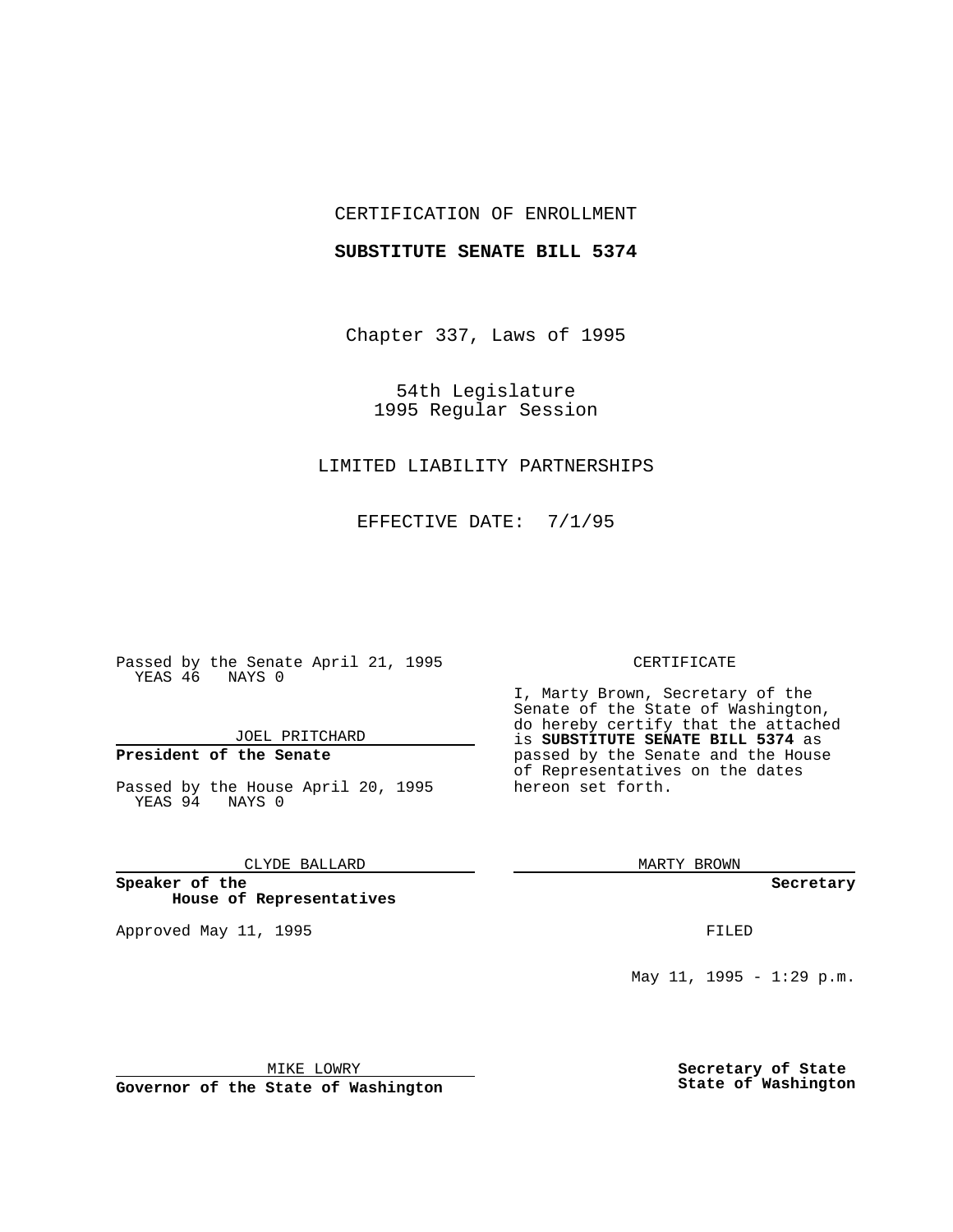CERTIFICATION OF ENROLLMENT

**SUBSTITUTE SENATE BILL 5374**

Chapter 337, Laws of 1995

54th Legislature
1995 Regular Session

LIMITED LIABILITY PARTNERSHIPS

EFFECTIVE DATE: 7/1/95

Passed by the Senate April 21, 1995
YEAS 46 NAYS 0

JOEL PRITCHARD

**President of the Senate**

Passed by the House April 20, 1995
YEAS 94 NAYS 0

CLYDE BALLARD

**Speaker of the House of Representatives**

Approved May 11, 1995

MIKE LOWRY

**Governor of the State of Washington**

CERTIFICATE

I, Marty Brown, Secretary of the Senate of the State of Washington, do hereby certify that the attached is **SUBSTITUTE SENATE BILL 5374** as passed by the Senate and the House of Representatives on the dates hereon set forth.

MARTY BROWN

**Secretary**

FILED

May 11, 1995 - 1:29 p.m.

**Secretary of State State of Washington**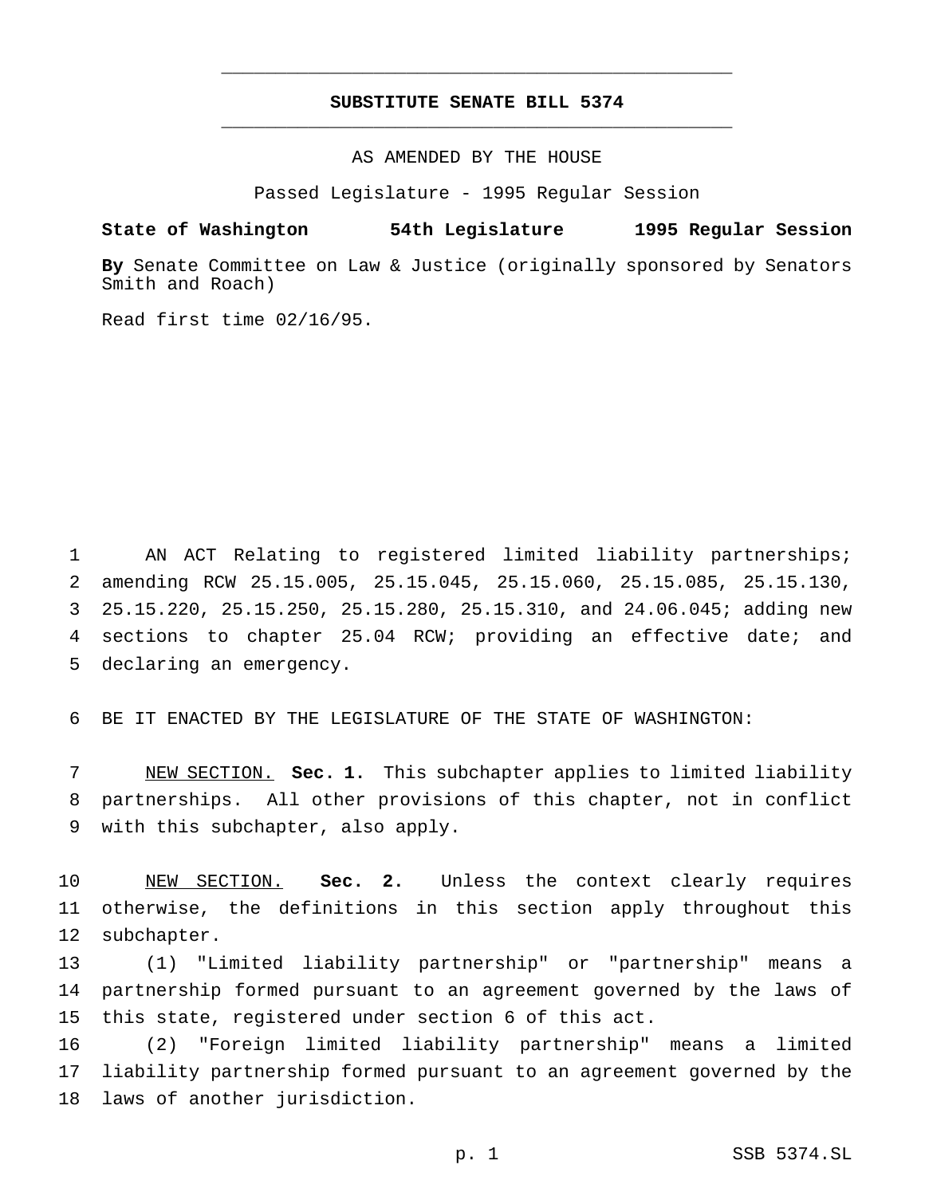# SUBSTITUTE SENATE BILL 5374

AS AMENDED BY THE HOUSE

Passed Legislature - 1995 Regular Session

**State of Washington 54th Legislature 1995 Regular Session**

**By** Senate Committee on Law & Justice (originally sponsored by Senators Smith and Roach)

Read first time 02/16/95.

AN ACT Relating to registered limited liability partnerships; amending RCW 25.15.005, 25.15.045, 25.15.060, 25.15.085, 25.15.130, 25.15.220, 25.15.250, 25.15.280, 25.15.310, and 24.06.045; adding new sections to chapter 25.04 RCW; providing an effective date; and declaring an emergency.

BE IT ENACTED BY THE LEGISLATURE OF THE STATE OF WASHINGTON:

NEW SECTION. **Sec. 1.** This subchapter applies to limited liability partnerships. All other provisions of this chapter, not in conflict with this subchapter, also apply.

NEW SECTION. **Sec. 2.** Unless the context clearly requires otherwise, the definitions in this section apply throughout this subchapter.

(1) "Limited liability partnership" or "partnership" means a partnership formed pursuant to an agreement governed by the laws of this state, registered under section 6 of this act.

(2) "Foreign limited liability partnership" means a limited liability partnership formed pursuant to an agreement governed by the laws of another jurisdiction.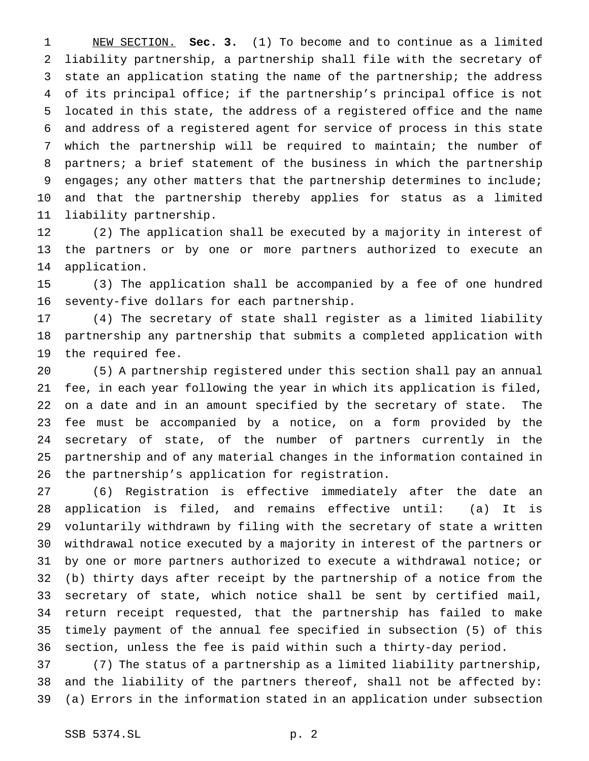NEW SECTION. **Sec. 3.** (1) To become and to continue as a limited liability partnership, a partnership shall file with the secretary of state an application stating the name of the partnership; the address of its principal office; if the partnership's principal office is not located in this state, the address of a registered office and the name and address of a registered agent for service of process in this state which the partnership will be required to maintain; the number of partners; a brief statement of the business in which the partnership engages; any other matters that the partnership determines to include; and that the partnership thereby applies for status as a limited liability partnership.

(2) The application shall be executed by a majority in interest of the partners or by one or more partners authorized to execute an application.

(3) The application shall be accompanied by a fee of one hundred seventy-five dollars for each partnership.

(4) The secretary of state shall register as a limited liability partnership any partnership that submits a completed application with the required fee.

(5) A partnership registered under this section shall pay an annual fee, in each year following the year in which its application is filed, on a date and in an amount specified by the secretary of state. The fee must be accompanied by a notice, on a form provided by the secretary of state, of the number of partners currently in the partnership and of any material changes in the information contained in the partnership's application for registration.

(6) Registration is effective immediately after the date an application is filed, and remains effective until: (a) It is voluntarily withdrawn by filing with the secretary of state a written withdrawal notice executed by a majority in interest of the partners or by one or more partners authorized to execute a withdrawal notice; or (b) thirty days after receipt by the partnership of a notice from the secretary of state, which notice shall be sent by certified mail, return receipt requested, that the partnership has failed to make timely payment of the annual fee specified in subsection (5) of this section, unless the fee is paid within such a thirty-day period.

(7) The status of a partnership as a limited liability partnership, and the liability of the partners thereof, shall not be affected by: (a) Errors in the information stated in an application under subsection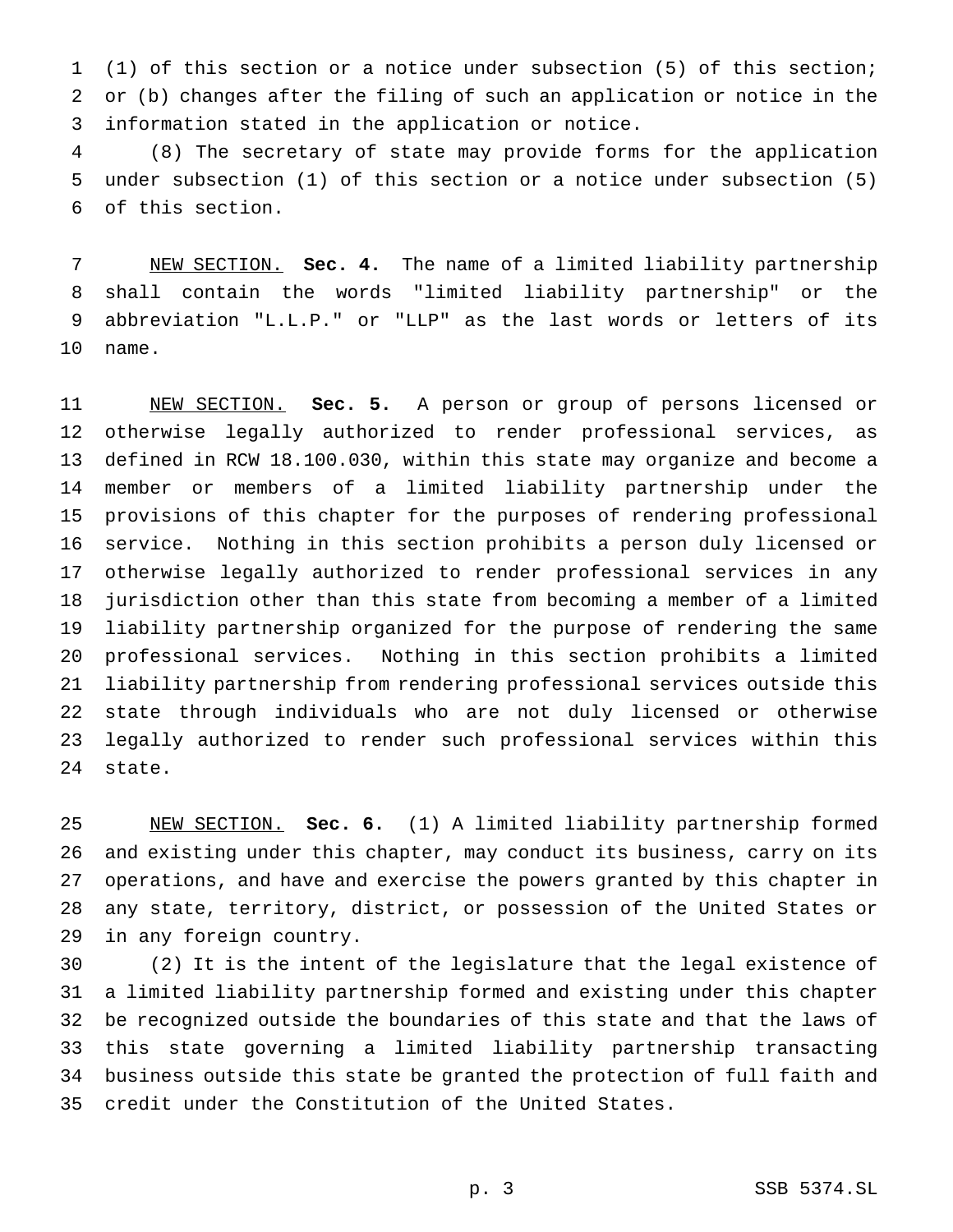(1) of this section or a notice under subsection (5) of this section; or (b) changes after the filing of such an application or notice in the information stated in the application or notice.

(8) The secretary of state may provide forms for the application under subsection (1) of this section or a notice under subsection (5) of this section.

NEW SECTION. **Sec. 4.** The name of a limited liability partnership shall contain the words "limited liability partnership" or the abbreviation "L.L.P." or "LLP" as the last words or letters of its name.

NEW SECTION. **Sec. 5.** A person or group of persons licensed or otherwise legally authorized to render professional services, as defined in RCW 18.100.030, within this state may organize and become a member or members of a limited liability partnership under the provisions of this chapter for the purposes of rendering professional service. Nothing in this section prohibits a person duly licensed or otherwise legally authorized to render professional services in any jurisdiction other than this state from becoming a member of a limited liability partnership organized for the purpose of rendering the same professional services. Nothing in this section prohibits a limited liability partnership from rendering professional services outside this state through individuals who are not duly licensed or otherwise legally authorized to render such professional services within this state.

NEW SECTION. **Sec. 6.** (1) A limited liability partnership formed and existing under this chapter, may conduct its business, carry on its operations, and have and exercise the powers granted by this chapter in any state, territory, district, or possession of the United States or in any foreign country.

(2) It is the intent of the legislature that the legal existence of a limited liability partnership formed and existing under this chapter be recognized outside the boundaries of this state and that the laws of this state governing a limited liability partnership transacting business outside this state be granted the protection of full faith and credit under the Constitution of the United States.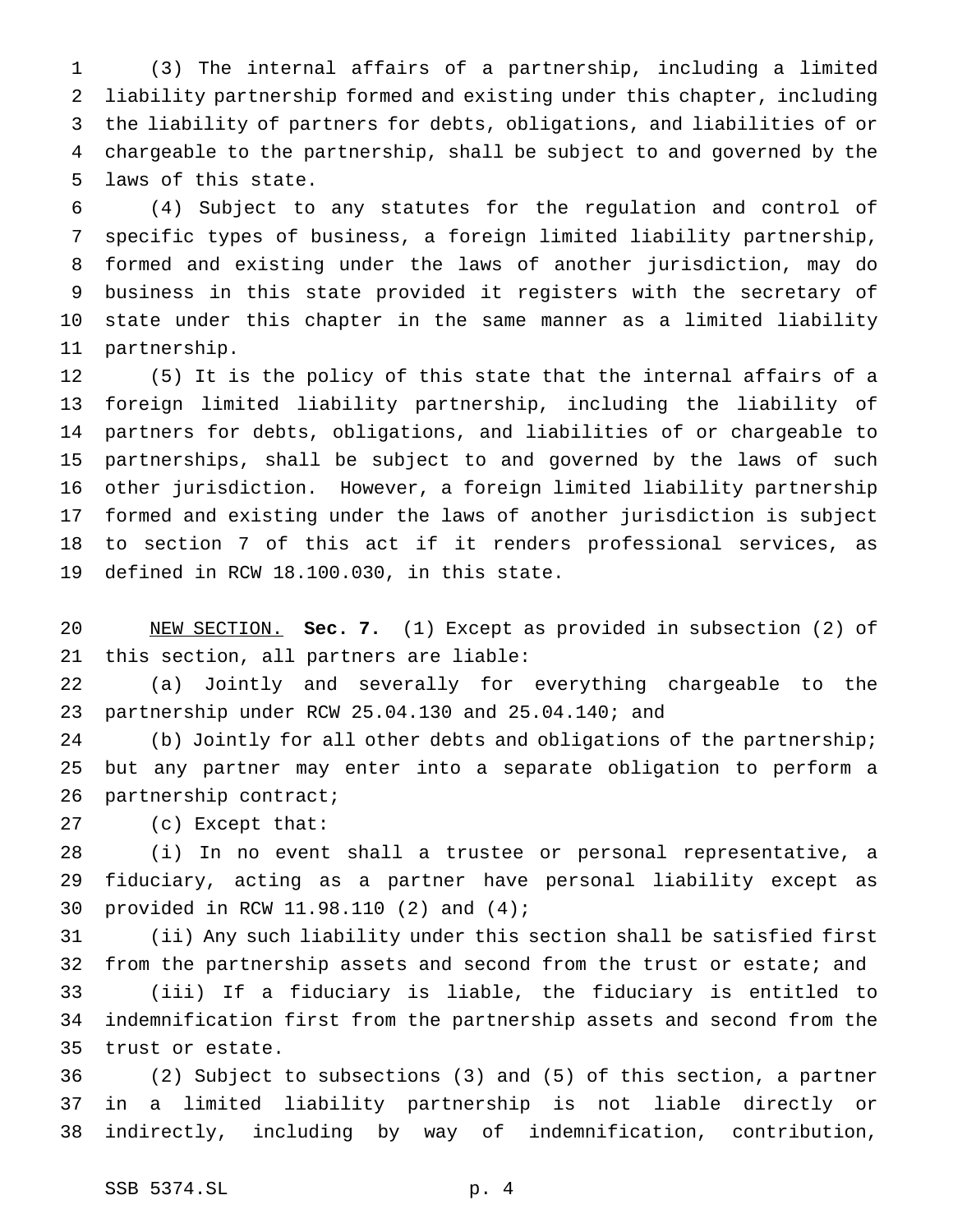(3) The internal affairs of a partnership, including a limited liability partnership formed and existing under this chapter, including the liability of partners for debts, obligations, and liabilities of or chargeable to the partnership, shall be subject to and governed by the laws of this state.

(4) Subject to any statutes for the regulation and control of specific types of business, a foreign limited liability partnership, formed and existing under the laws of another jurisdiction, may do business in this state provided it registers with the secretary of state under this chapter in the same manner as a limited liability partnership.

(5) It is the policy of this state that the internal affairs of a foreign limited liability partnership, including the liability of partners for debts, obligations, and liabilities of or chargeable to partnerships, shall be subject to and governed by the laws of such other jurisdiction. However, a foreign limited liability partnership formed and existing under the laws of another jurisdiction is subject to section 7 of this act if it renders professional services, as defined in RCW 18.100.030, in this state.

NEW SECTION. **Sec. 7.** (1) Except as provided in subsection (2) of this section, all partners are liable:

(a) Jointly and severally for everything chargeable to the partnership under RCW 25.04.130 and 25.04.140; and

(b) Jointly for all other debts and obligations of the partnership; but any partner may enter into a separate obligation to perform a partnership contract;

(c) Except that:

(i) In no event shall a trustee or personal representative, a fiduciary, acting as a partner have personal liability except as provided in RCW 11.98.110 (2) and (4);

(ii) Any such liability under this section shall be satisfied first from the partnership assets and second from the trust or estate; and

(iii) If a fiduciary is liable, the fiduciary is entitled to indemnification first from the partnership assets and second from the trust or estate.

(2) Subject to subsections (3) and (5) of this section, a partner in a limited liability partnership is not liable directly or indirectly, including by way of indemnification, contribution,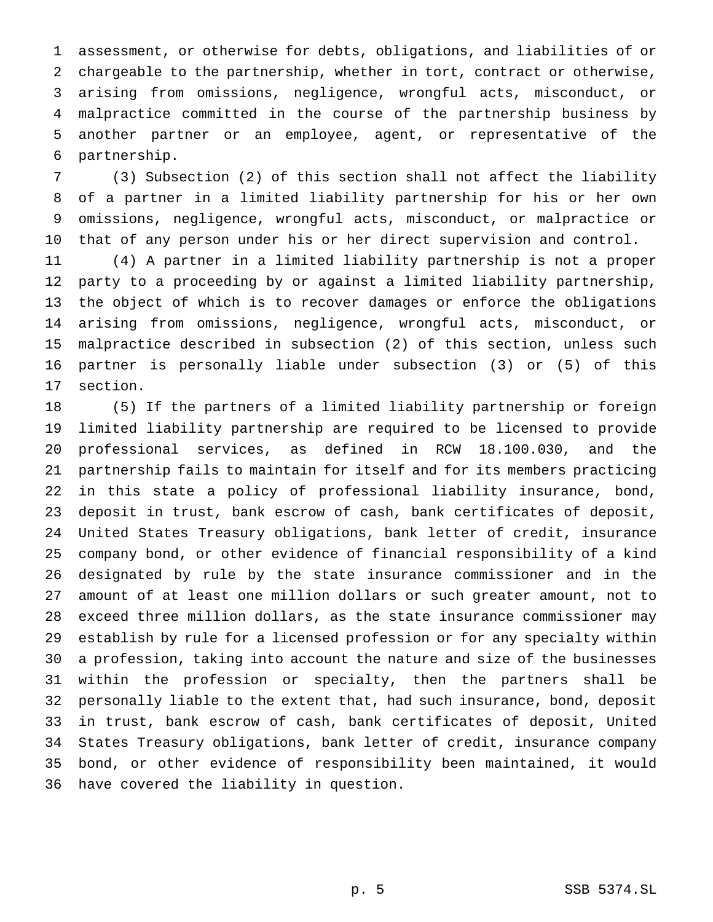assessment, or otherwise for debts, obligations, and liabilities of or chargeable to the partnership, whether in tort, contract or otherwise, arising from omissions, negligence, wrongful acts, misconduct, or malpractice committed in the course of the partnership business by another partner or an employee, agent, or representative of the partnership.

(3) Subsection (2) of this section shall not affect the liability of a partner in a limited liability partnership for his or her own omissions, negligence, wrongful acts, misconduct, or malpractice or that of any person under his or her direct supervision and control.

(4) A partner in a limited liability partnership is not a proper party to a proceeding by or against a limited liability partnership, the object of which is to recover damages or enforce the obligations arising from omissions, negligence, wrongful acts, misconduct, or malpractice described in subsection (2) of this section, unless such partner is personally liable under subsection (3) or (5) of this section.

(5) If the partners of a limited liability partnership or foreign limited liability partnership are required to be licensed to provide professional services, as defined in RCW 18.100.030, and the partnership fails to maintain for itself and for its members practicing in this state a policy of professional liability insurance, bond, deposit in trust, bank escrow of cash, bank certificates of deposit, United States Treasury obligations, bank letter of credit, insurance company bond, or other evidence of financial responsibility of a kind designated by rule by the state insurance commissioner and in the amount of at least one million dollars or such greater amount, not to exceed three million dollars, as the state insurance commissioner may establish by rule for a licensed profession or for any specialty within a profession, taking into account the nature and size of the businesses within the profession or specialty, then the partners shall be personally liable to the extent that, had such insurance, bond, deposit in trust, bank escrow of cash, bank certificates of deposit, United States Treasury obligations, bank letter of credit, insurance company bond, or other evidence of responsibility been maintained, it would have covered the liability in question.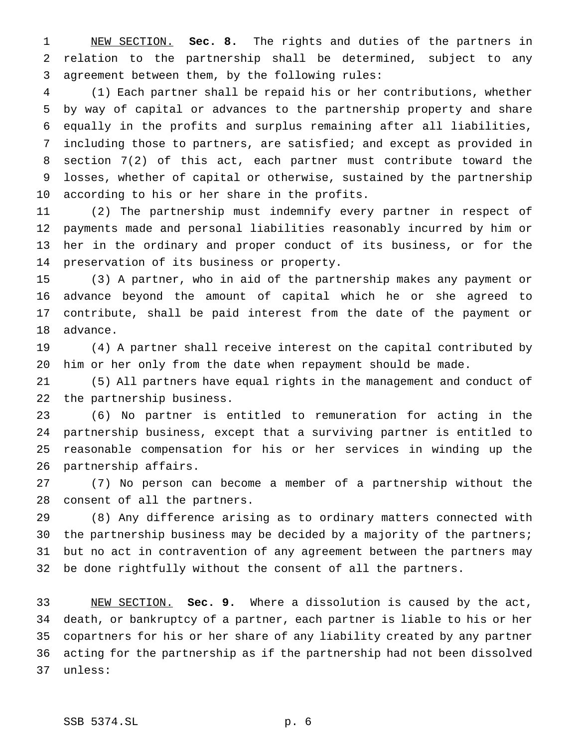NEW SECTION. **Sec. 8.** The rights and duties of the partners in relation to the partnership shall be determined, subject to any agreement between them, by the following rules:

(1) Each partner shall be repaid his or her contributions, whether by way of capital or advances to the partnership property and share equally in the profits and surplus remaining after all liabilities, including those to partners, are satisfied; and except as provided in section 7(2) of this act, each partner must contribute toward the losses, whether of capital or otherwise, sustained by the partnership according to his or her share in the profits.

(2) The partnership must indemnify every partner in respect of payments made and personal liabilities reasonably incurred by him or her in the ordinary and proper conduct of its business, or for the preservation of its business or property.

(3) A partner, who in aid of the partnership makes any payment or advance beyond the amount of capital which he or she agreed to contribute, shall be paid interest from the date of the payment or advance.

(4) A partner shall receive interest on the capital contributed by him or her only from the date when repayment should be made.

(5) All partners have equal rights in the management and conduct of the partnership business.

(6) No partner is entitled to remuneration for acting in the partnership business, except that a surviving partner is entitled to reasonable compensation for his or her services in winding up the partnership affairs.

(7) No person can become a member of a partnership without the consent of all the partners.

(8) Any difference arising as to ordinary matters connected with the partnership business may be decided by a majority of the partners; but no act in contravention of any agreement between the partners may be done rightfully without the consent of all the partners.

NEW SECTION. **Sec. 9.** Where a dissolution is caused by the act, death, or bankruptcy of a partner, each partner is liable to his or her copartners for his or her share of any liability created by any partner acting for the partnership as if the partnership had not been dissolved unless: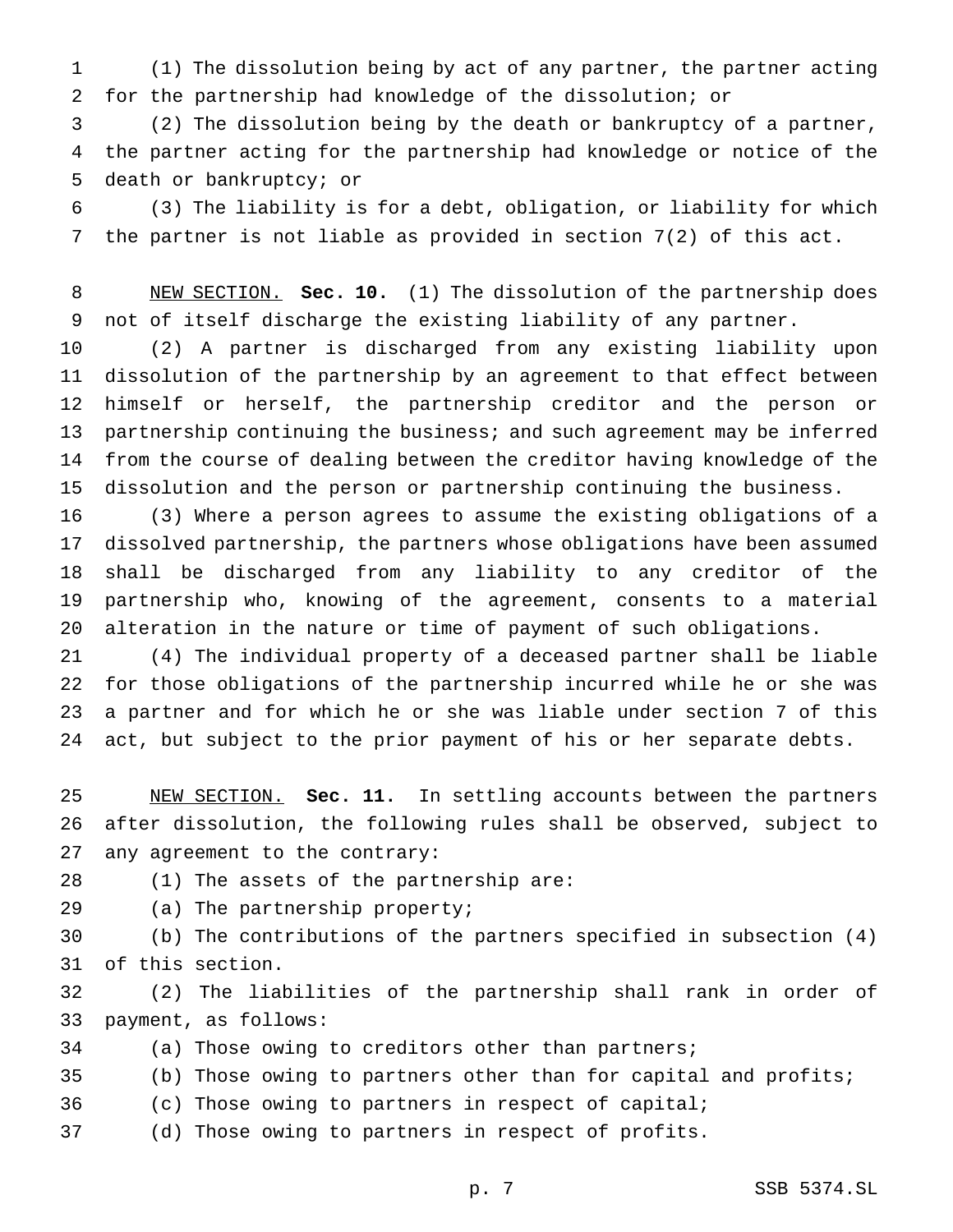(1) The dissolution being by act of any partner, the partner acting for the partnership had knowledge of the dissolution; or

(2) The dissolution being by the death or bankruptcy of a partner, the partner acting for the partnership had knowledge or notice of the death or bankruptcy; or

(3) The liability is for a debt, obligation, or liability for which the partner is not liable as provided in section 7(2) of this act.

NEW SECTION. **Sec. 10.** (1) The dissolution of the partnership does not of itself discharge the existing liability of any partner.

(2) A partner is discharged from any existing liability upon dissolution of the partnership by an agreement to that effect between himself or herself, the partnership creditor and the person or partnership continuing the business; and such agreement may be inferred from the course of dealing between the creditor having knowledge of the dissolution and the person or partnership continuing the business.

(3) Where a person agrees to assume the existing obligations of a dissolved partnership, the partners whose obligations have been assumed shall be discharged from any liability to any creditor of the partnership who, knowing of the agreement, consents to a material alteration in the nature or time of payment of such obligations.

(4) The individual property of a deceased partner shall be liable for those obligations of the partnership incurred while he or she was a partner and for which he or she was liable under section 7 of this act, but subject to the prior payment of his or her separate debts.

NEW SECTION. **Sec. 11.** In settling accounts between the partners after dissolution, the following rules shall be observed, subject to any agreement to the contrary:

(1) The assets of the partnership are:

(a) The partnership property;

(b) The contributions of the partners specified in subsection (4) of this section.

(2) The liabilities of the partnership shall rank in order of payment, as follows:

(a) Those owing to creditors other than partners;

(b) Those owing to partners other than for capital and profits;

(c) Those owing to partners in respect of capital;

(d) Those owing to partners in respect of profits.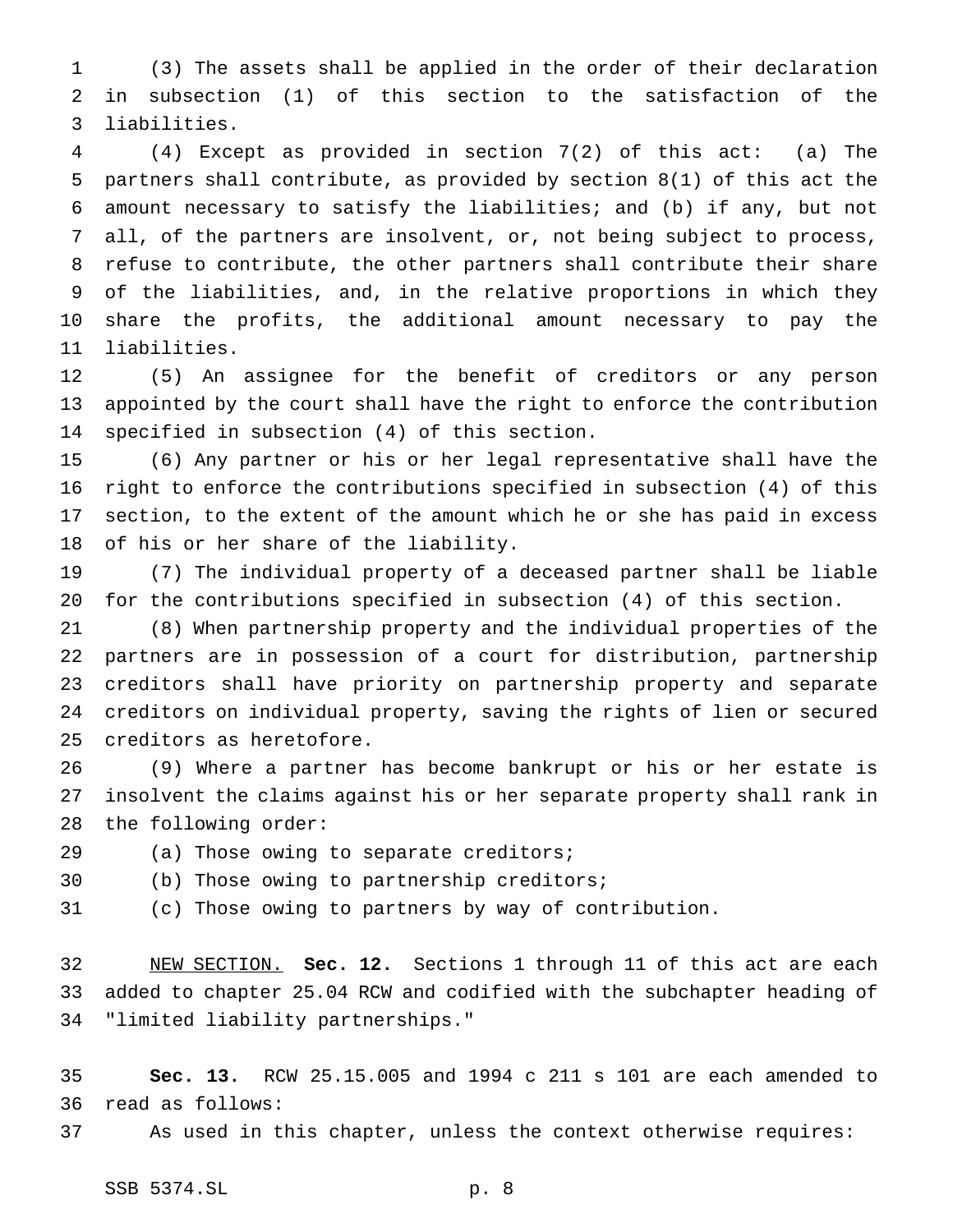(3) The assets shall be applied in the order of their declaration in subsection (1) of this section to the satisfaction of the liabilities.

(4) Except as provided in section 7(2) of this act: (a) The partners shall contribute, as provided by section 8(1) of this act the amount necessary to satisfy the liabilities; and (b) if any, but not all, of the partners are insolvent, or, not being subject to process, refuse to contribute, the other partners shall contribute their share of the liabilities, and, in the relative proportions in which they share the profits, the additional amount necessary to pay the liabilities.

(5) An assignee for the benefit of creditors or any person appointed by the court shall have the right to enforce the contribution specified in subsection (4) of this section.

(6) Any partner or his or her legal representative shall have the right to enforce the contributions specified in subsection (4) of this section, to the extent of the amount which he or she has paid in excess of his or her share of the liability.

(7) The individual property of a deceased partner shall be liable for the contributions specified in subsection (4) of this section.

(8) When partnership property and the individual properties of the partners are in possession of a court for distribution, partnership creditors shall have priority on partnership property and separate creditors on individual property, saving the rights of lien or secured creditors as heretofore.

(9) Where a partner has become bankrupt or his or her estate is insolvent the claims against his or her separate property shall rank in the following order:

(a) Those owing to separate creditors;

(b) Those owing to partnership creditors;

(c) Those owing to partners by way of contribution.

NEW SECTION. **Sec. 12.** Sections 1 through 11 of this act are each added to chapter 25.04 RCW and codified with the subchapter heading of "limited liability partnerships."

**Sec. 13.** RCW 25.15.005 and 1994 c 211 s 101 are each amended to read as follows:

As used in this chapter, unless the context otherwise requires: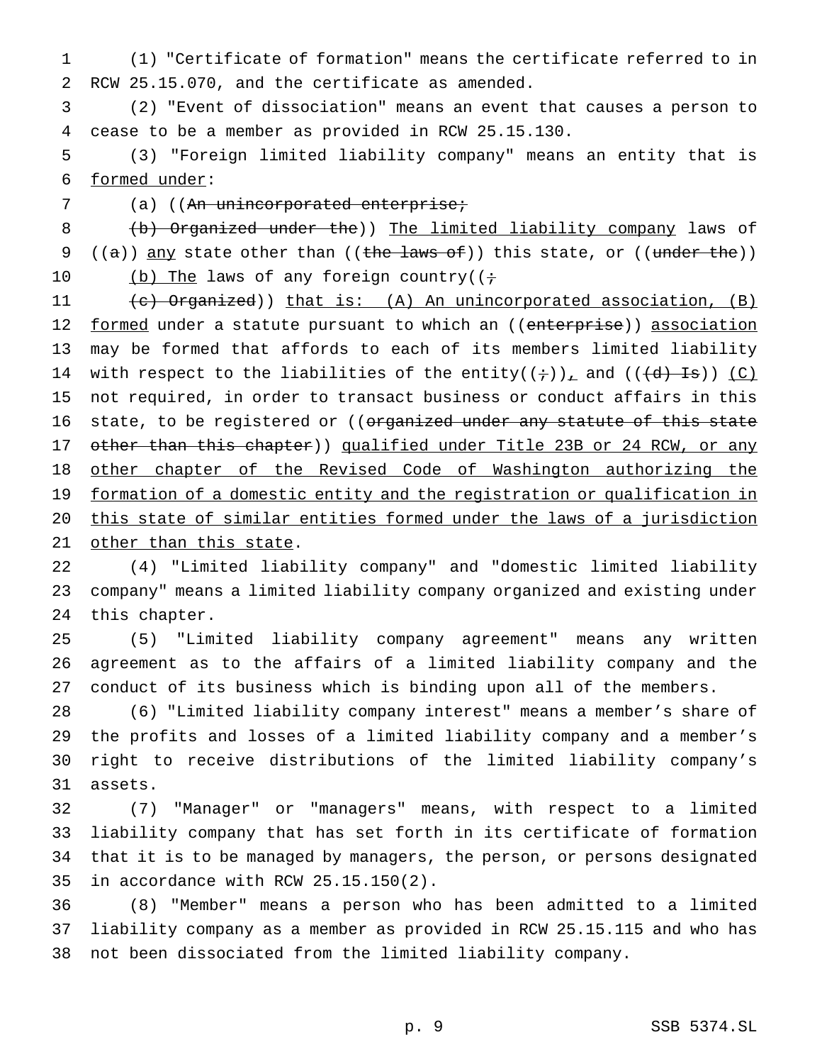(1) "Certificate of formation" means the certificate referred to in RCW 25.15.070, and the certificate as amended.

(2) "Event of dissociation" means an event that causes a person to cease to be a member as provided in RCW 25.15.130.

(3) "Foreign limited liability company" means an entity that is <u>formed under</u>:

(a) ((~~An unincorporated enterprise;~~

~~(b) Organized under the~~)) <u>The limited liability company</u> laws of ((~~a~~)) <u>any</u> state other than ((~~the laws of~~)) this state, or ((~~under the~~))

<u>(b) The</u> laws of any foreign country((~~;~~

~~(c) Organized~~)) <u>that is: (A) An unincorporated association, (B) formed</u> under a statute pursuant to which an ((~~enterprise~~)) <u>association</u> may be formed that affords to each of its members limited liability with respect to the liabilities of the entity((~~;~~))<u>,</u> and ((~~(d) Is~~)) <u>(C)</u> not required, in order to transact business or conduct affairs in this state, to be registered or ((~~organized under any statute of this state other than this chapter~~)) <u>qualified under Title 23B or 24 RCW, or any other chapter of the Revised Code of Washington authorizing the formation of a domestic entity and the registration or qualification in this state of similar entities formed under the laws of a jurisdiction other than this state</u>.

(4) "Limited liability company" and "domestic limited liability company" means a limited liability company organized and existing under this chapter.

(5) "Limited liability company agreement" means any written agreement as to the affairs of a limited liability company and the conduct of its business which is binding upon all of the members.

(6) "Limited liability company interest" means a member's share of the profits and losses of a limited liability company and a member's right to receive distributions of the limited liability company's assets.

(7) "Manager" or "managers" means, with respect to a limited liability company that has set forth in its certificate of formation that it is to be managed by managers, the person, or persons designated in accordance with RCW 25.15.150(2).

(8) "Member" means a person who has been admitted to a limited liability company as a member as provided in RCW 25.15.115 and who has not been dissociated from the limited liability company.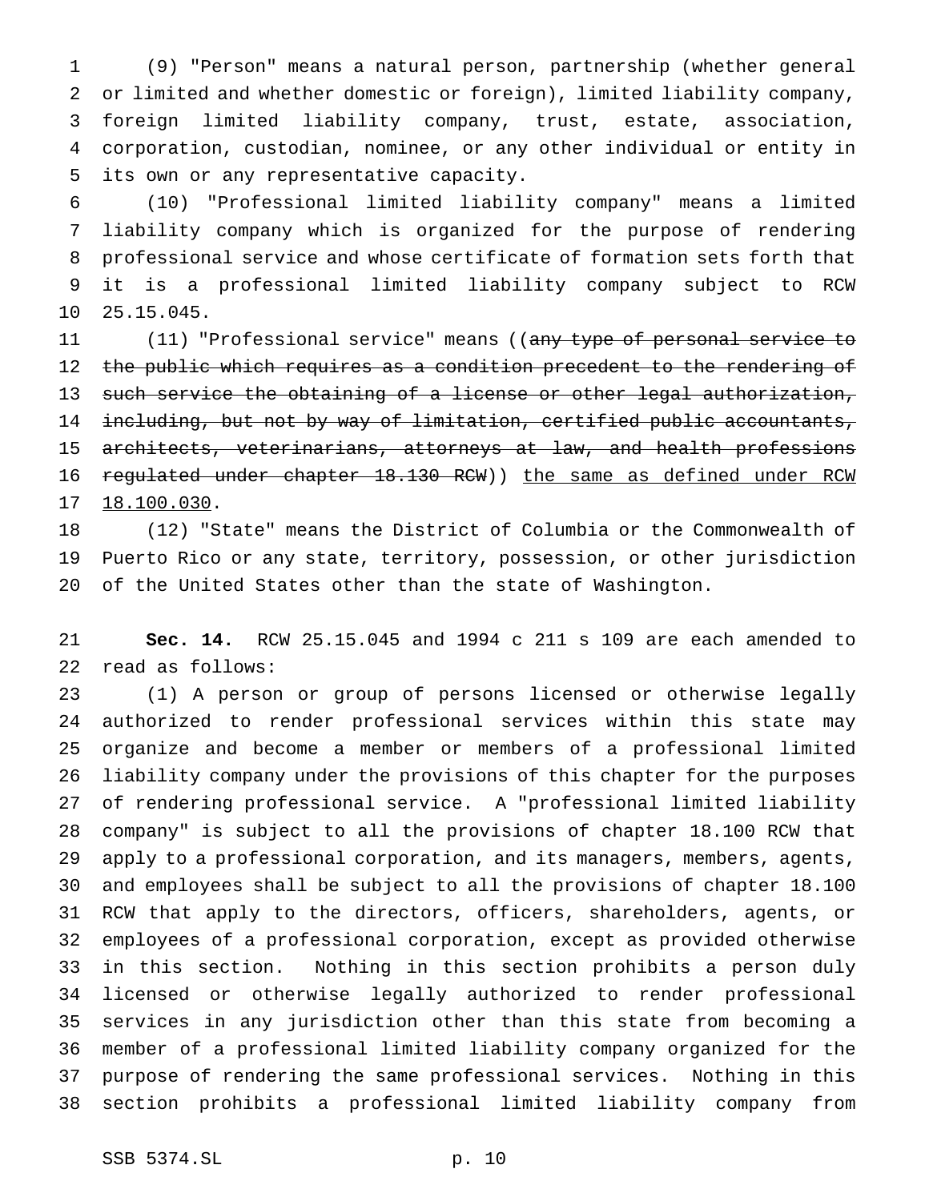(9) "Person" means a natural person, partnership (whether general or limited and whether domestic or foreign), limited liability company, foreign limited liability company, trust, estate, association, corporation, custodian, nominee, or any other individual or entity in its own or any representative capacity.

(10) "Professional limited liability company" means a limited liability company which is organized for the purpose of rendering professional service and whose certificate of formation sets forth that it is a professional limited liability company subject to RCW 25.15.045.

(11) "Professional service" means ((~~any type of personal service to the public which requires as a condition precedent to the rendering of such service the obtaining of a license or other legal authorization, including, but not by way of limitation, certified public accountants, architects, veterinarians, attorneys at law, and health professions regulated under chapter 18.130 RCW~~)) <u>the same as defined under RCW 18.100.030</u>.

(12) "State" means the District of Columbia or the Commonwealth of Puerto Rico or any state, territory, possession, or other jurisdiction of the United States other than the state of Washington.

**Sec. 14.** RCW 25.15.045 and 1994 c 211 s 109 are each amended to read as follows:

(1) A person or group of persons licensed or otherwise legally authorized to render professional services within this state may organize and become a member or members of a professional limited liability company under the provisions of this chapter for the purposes of rendering professional service. A "professional limited liability company" is subject to all the provisions of chapter 18.100 RCW that apply to a professional corporation, and its managers, members, agents, and employees shall be subject to all the provisions of chapter 18.100 RCW that apply to the directors, officers, shareholders, agents, or employees of a professional corporation, except as provided otherwise in this section. Nothing in this section prohibits a person duly licensed or otherwise legally authorized to render professional services in any jurisdiction other than this state from becoming a member of a professional limited liability company organized for the purpose of rendering the same professional services. Nothing in this section prohibits a professional limited liability company from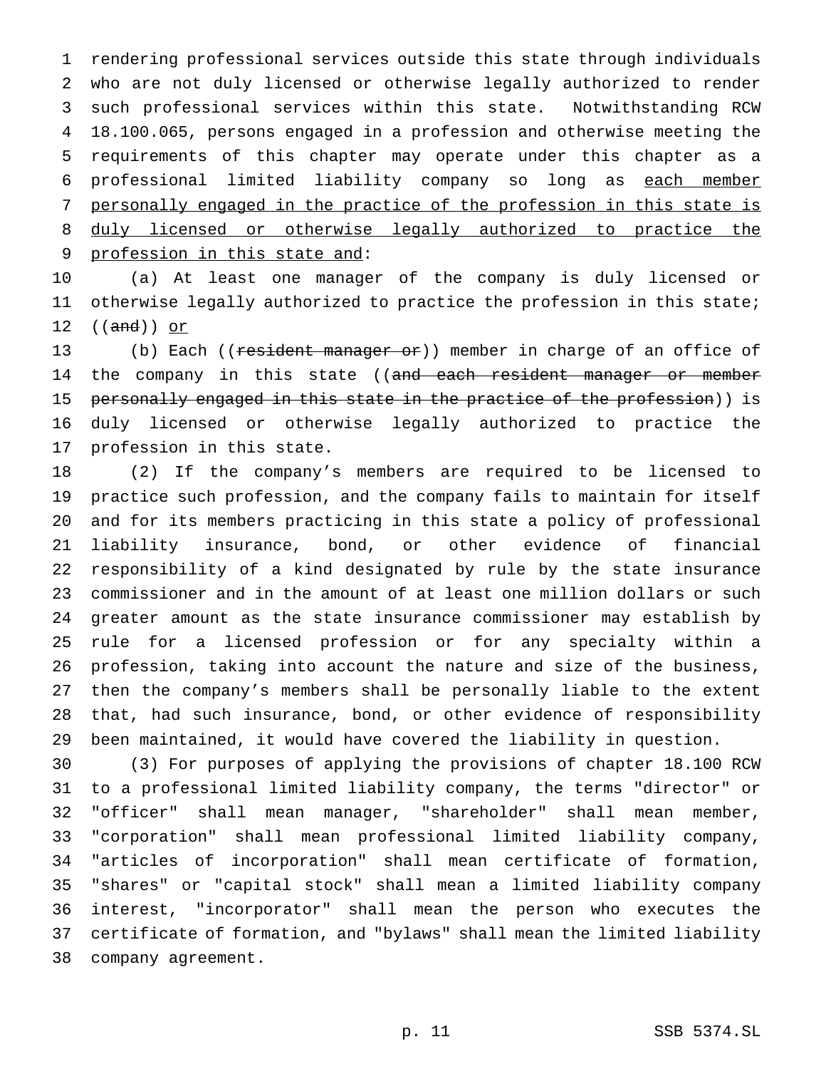rendering professional services outside this state through individuals who are not duly licensed or otherwise legally authorized to render such professional services within this state. Notwithstanding RCW 18.100.065, persons engaged in a profession and otherwise meeting the requirements of this chapter may operate under this chapter as a professional limited liability company so long as <u>each member personally engaged in the practice of the profession in this state is duly licensed or otherwise legally authorized to practice the profession in this state and</u>:

(a) At least one manager of the company is duly licensed or otherwise legally authorized to practice the profession in this state; ((~~and~~)) <u>or</u>

(b) Each ((~~resident manager or~~)) member in charge of an office of the company in this state ((~~and each resident manager or member personally engaged in this state in the practice of the profession~~)) is duly licensed or otherwise legally authorized to practice the profession in this state.

(2) If the company's members are required to be licensed to practice such profession, and the company fails to maintain for itself and for its members practicing in this state a policy of professional liability insurance, bond, or other evidence of financial responsibility of a kind designated by rule by the state insurance commissioner and in the amount of at least one million dollars or such greater amount as the state insurance commissioner may establish by rule for a licensed profession or for any specialty within a profession, taking into account the nature and size of the business, then the company's members shall be personally liable to the extent that, had such insurance, bond, or other evidence of responsibility been maintained, it would have covered the liability in question.

(3) For purposes of applying the provisions of chapter 18.100 RCW to a professional limited liability company, the terms "director" or "officer" shall mean manager, "shareholder" shall mean member, "corporation" shall mean professional limited liability company, "articles of incorporation" shall mean certificate of formation, "shares" or "capital stock" shall mean a limited liability company interest, "incorporator" shall mean the person who executes the certificate of formation, and "bylaws" shall mean the limited liability company agreement.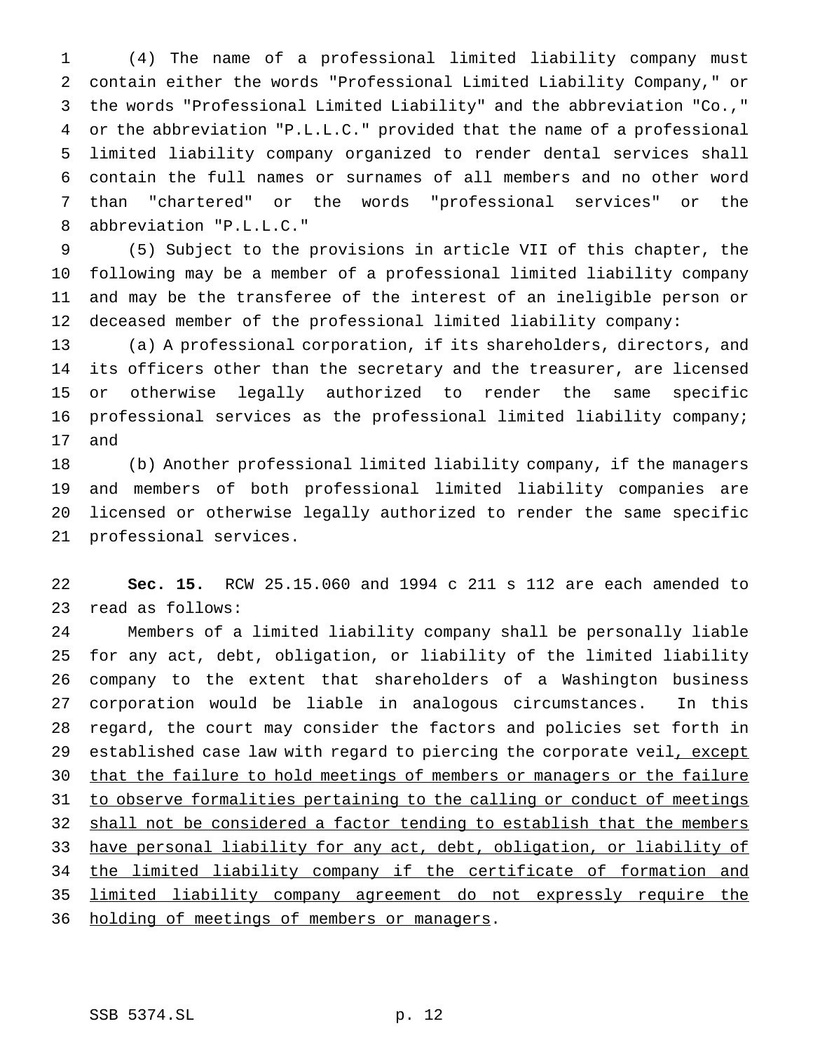(4) The name of a professional limited liability company must contain either the words "Professional Limited Liability Company," or the words "Professional Limited Liability" and the abbreviation "Co.," or the abbreviation "P.L.L.C." provided that the name of a professional limited liability company organized to render dental services shall contain the full names or surnames of all members and no other word than "chartered" or the words "professional services" or the abbreviation "P.L.L.C."

(5) Subject to the provisions in article VII of this chapter, the following may be a member of a professional limited liability company and may be the transferee of the interest of an ineligible person or deceased member of the professional limited liability company:

(a) A professional corporation, if its shareholders, directors, and its officers other than the secretary and the treasurer, are licensed or otherwise legally authorized to render the same specific professional services as the professional limited liability company; and

(b) Another professional limited liability company, if the managers and members of both professional limited liability companies are licensed or otherwise legally authorized to render the same specific professional services.

**Sec. 15.** RCW 25.15.060 and 1994 c 211 s 112 are each amended to read as follows:

Members of a limited liability company shall be personally liable for any act, debt, obligation, or liability of the limited liability company to the extent that shareholders of a Washington business corporation would be liable in analogous circumstances. In this regard, the court may consider the factors and policies set forth in established case law with regard to piercing the corporate veil<u>, except that the failure to hold meetings of members or managers or the failure to observe formalities pertaining to the calling or conduct of meetings shall not be considered a factor tending to establish that the members have personal liability for any act, debt, obligation, or liability of the limited liability company if the certificate of formation and limited liability company agreement do not expressly require the holding of meetings of members or managers</u>.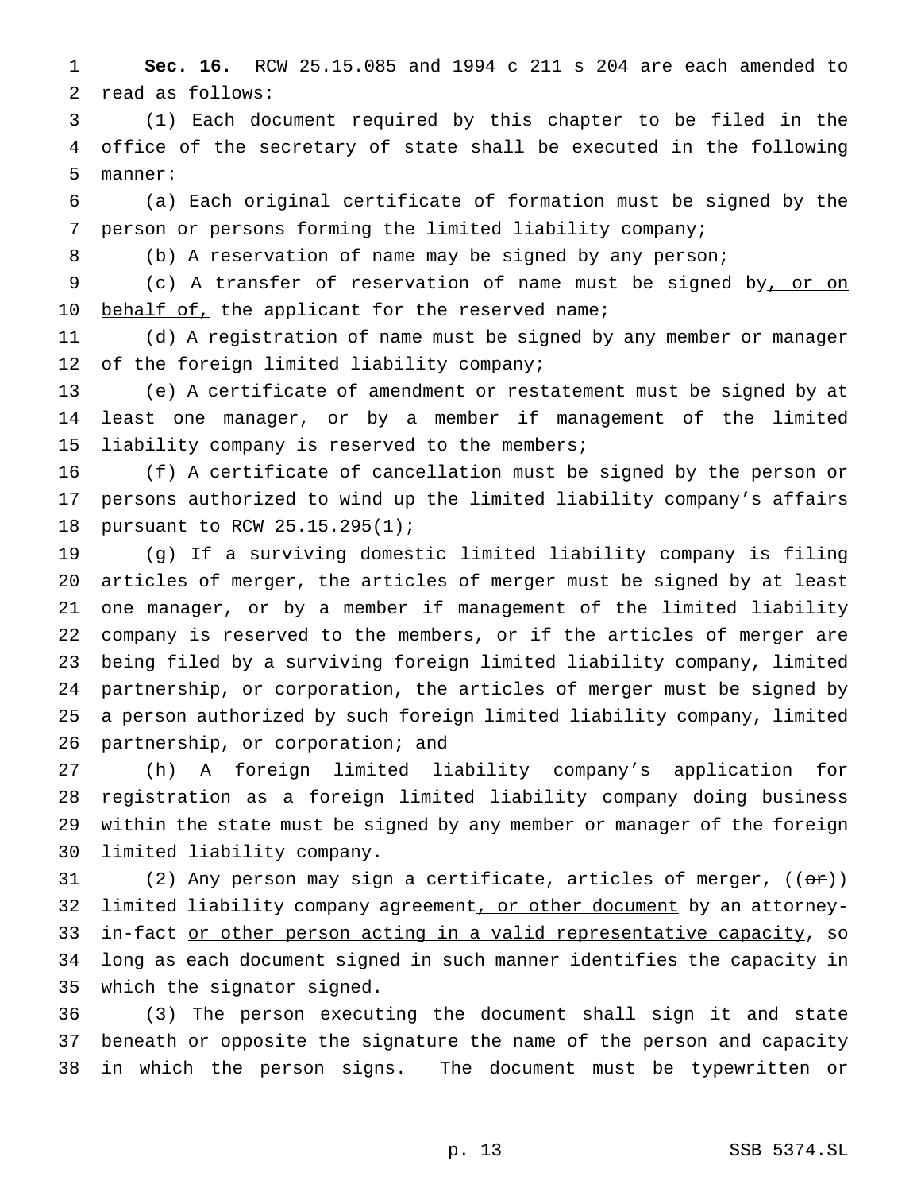**Sec. 16.** RCW 25.15.085 and 1994 c 211 s 204 are each amended to read as follows:

(1) Each document required by this chapter to be filed in the office of the secretary of state shall be executed in the following manner:

(a) Each original certificate of formation must be signed by the person or persons forming the limited liability company;

(b) A reservation of name may be signed by any person;

(c) A transfer of reservation of name must be signed by, or on behalf of, the applicant for the reserved name;

(d) A registration of name must be signed by any member or manager of the foreign limited liability company;

(e) A certificate of amendment or restatement must be signed by at least one manager, or by a member if management of the limited liability company is reserved to the members;

(f) A certificate of cancellation must be signed by the person or persons authorized to wind up the limited liability company's affairs pursuant to RCW 25.15.295(1);

(g) If a surviving domestic limited liability company is filing articles of merger, the articles of merger must be signed by at least one manager, or by a member if management of the limited liability company is reserved to the members, or if the articles of merger are being filed by a surviving foreign limited liability company, limited partnership, or corporation, the articles of merger must be signed by a person authorized by such foreign limited liability company, limited partnership, or corporation; and

(h) A foreign limited liability company's application for registration as a foreign limited liability company doing business within the state must be signed by any member or manager of the foreign limited liability company.

(2) Any person may sign a certificate, articles of merger, ((~~or~~)) limited liability company agreement, or other document by an attorney-in-fact or other person acting in a valid representative capacity, so long as each document signed in such manner identifies the capacity in which the signator signed.

(3) The person executing the document shall sign it and state beneath or opposite the signature the name of the person and capacity in which the person signs. The document must be typewritten or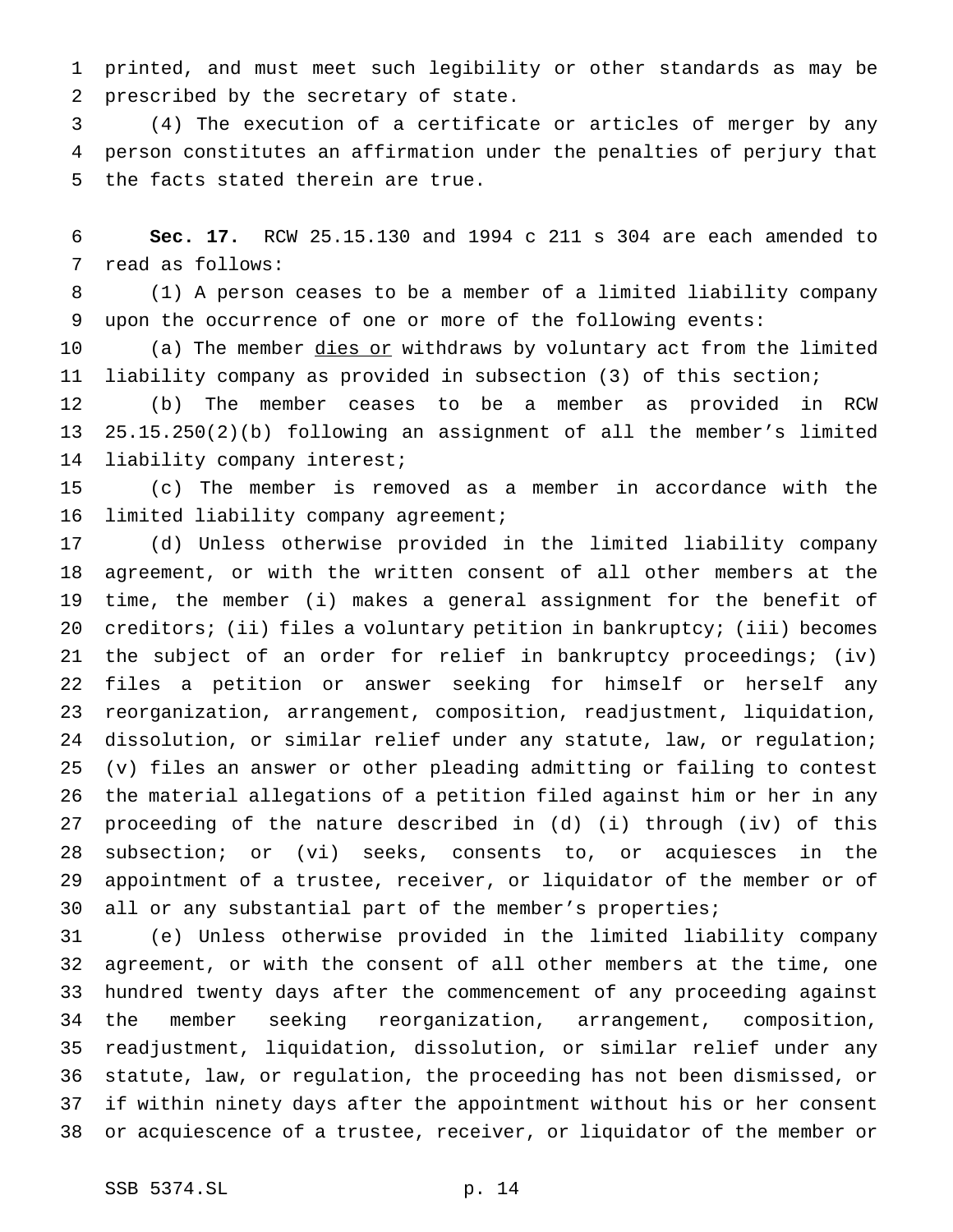printed, and must meet such legibility or other standards as may be prescribed by the secretary of state.

(4) The execution of a certificate or articles of merger by any person constitutes an affirmation under the penalties of perjury that the facts stated therein are true.

**Sec. 17.** RCW 25.15.130 and 1994 c 211 s 304 are each amended to read as follows:

(1) A person ceases to be a member of a limited liability company upon the occurrence of one or more of the following events:

(a) The member <u>dies or</u> withdraws by voluntary act from the limited liability company as provided in subsection (3) of this section;

(b) The member ceases to be a member as provided in RCW 25.15.250(2)(b) following an assignment of all the member's limited liability company interest;

(c) The member is removed as a member in accordance with the limited liability company agreement;

(d) Unless otherwise provided in the limited liability company agreement, or with the written consent of all other members at the time, the member (i) makes a general assignment for the benefit of creditors; (ii) files a voluntary petition in bankruptcy; (iii) becomes the subject of an order for relief in bankruptcy proceedings; (iv) files a petition or answer seeking for himself or herself any reorganization, arrangement, composition, readjustment, liquidation, dissolution, or similar relief under any statute, law, or regulation; (v) files an answer or other pleading admitting or failing to contest the material allegations of a petition filed against him or her in any proceeding of the nature described in (d) (i) through (iv) of this subsection; or (vi) seeks, consents to, or acquiesces in the appointment of a trustee, receiver, or liquidator of the member or of all or any substantial part of the member's properties;

(e) Unless otherwise provided in the limited liability company agreement, or with the consent of all other members at the time, one hundred twenty days after the commencement of any proceeding against the member seeking reorganization, arrangement, composition, readjustment, liquidation, dissolution, or similar relief under any statute, law, or regulation, the proceeding has not been dismissed, or if within ninety days after the appointment without his or her consent or acquiescence of a trustee, receiver, or liquidator of the member or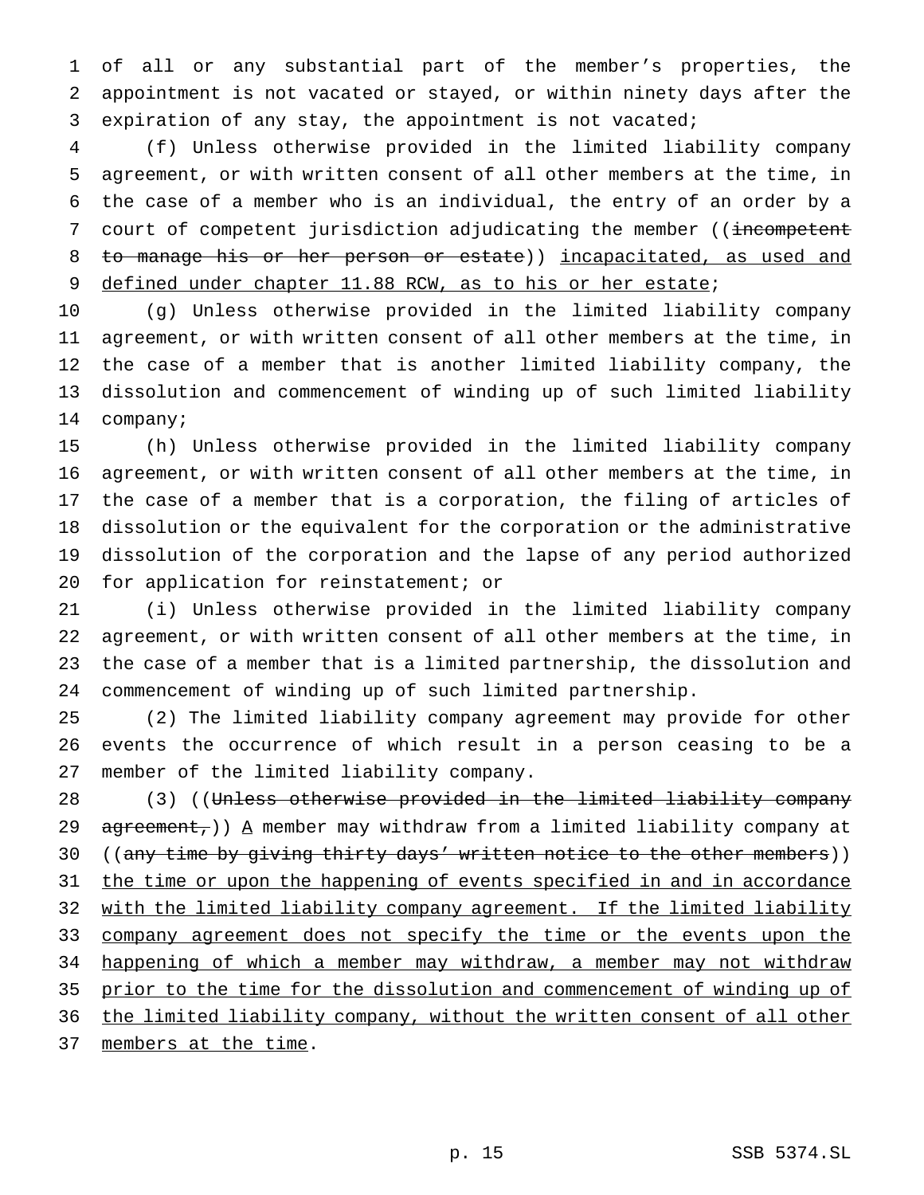of all or any substantial part of the member's properties, the appointment is not vacated or stayed, or within ninety days after the expiration of any stay, the appointment is not vacated;

(f) Unless otherwise provided in the limited liability company agreement, or with written consent of all other members at the time, in the case of a member who is an individual, the entry of an order by a court of competent jurisdiction adjudicating the member ((~~incompetent to manage his or her person or estate~~)) <u>incapacitated, as used and defined under chapter 11.88 RCW, as to his or her estate</u>;

(g) Unless otherwise provided in the limited liability company agreement, or with written consent of all other members at the time, in the case of a member that is another limited liability company, the dissolution and commencement of winding up of such limited liability company;

(h) Unless otherwise provided in the limited liability company agreement, or with written consent of all other members at the time, in the case of a member that is a corporation, the filing of articles of dissolution or the equivalent for the corporation or the administrative dissolution of the corporation and the lapse of any period authorized for application for reinstatement; or

(i) Unless otherwise provided in the limited liability company agreement, or with written consent of all other members at the time, in the case of a member that is a limited partnership, the dissolution and commencement of winding up of such limited partnership.

(2) The limited liability company agreement may provide for other events the occurrence of which result in a person ceasing to be a member of the limited liability company.

(3) ((~~Unless otherwise provided in the limited liability company agreement,~~)) <u>A</u> member may withdraw from a limited liability company at ((~~any time by giving thirty days' written notice to the other members~~)) <u>the time or upon the happening of events specified in and in accordance with the limited liability company agreement. If the limited liability company agreement does not specify the time or the events upon the happening of which a member may withdraw, a member may not withdraw prior to the time for the dissolution and commencement of winding up of the limited liability company, without the written consent of all other members at the time</u>.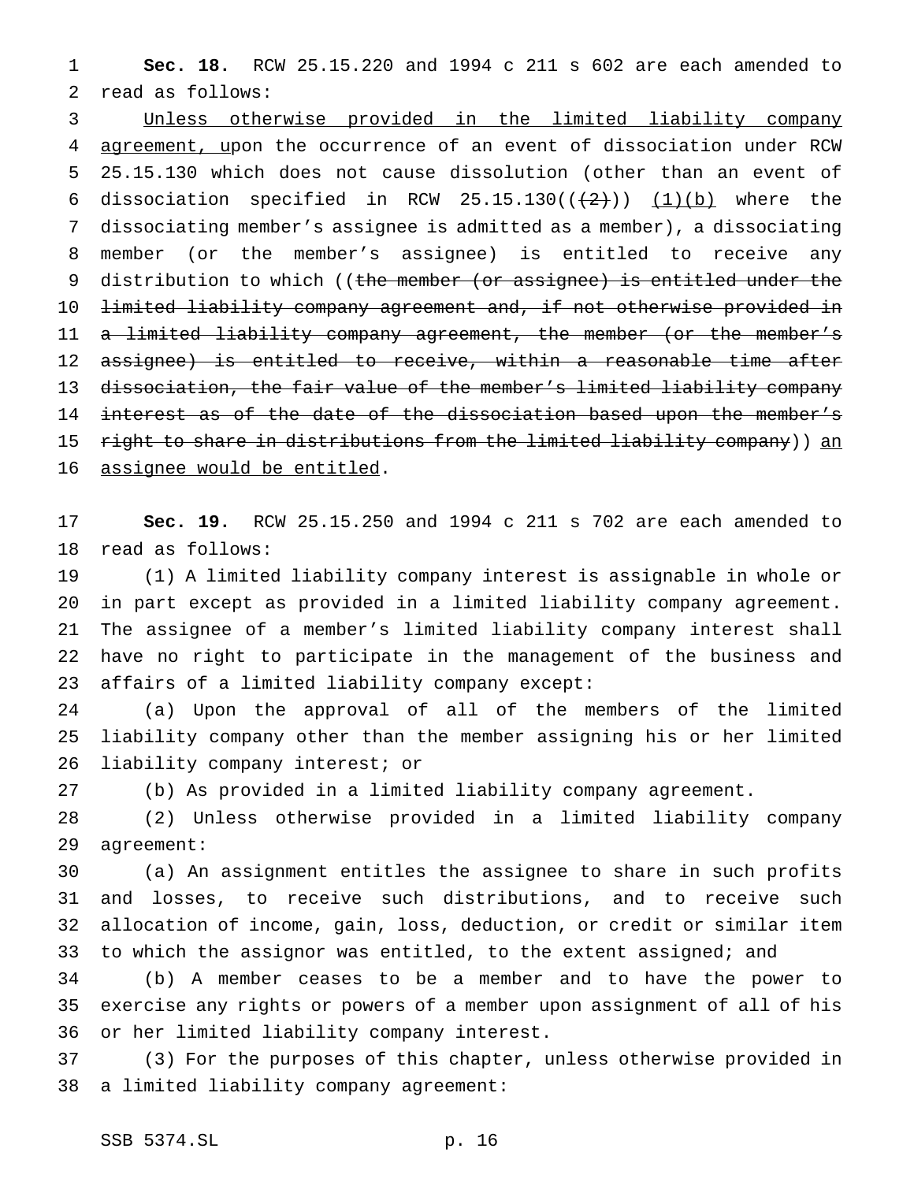**Sec. 18.** RCW 25.15.220 and 1994 c 211 s 602 are each amended to read as follows:

Unless otherwise provided in the limited liability company agreement, upon the occurrence of an event of dissociation under RCW 25.15.130 which does not cause dissolution (other than an event of dissociation specified in RCW 25.15.130(((2))) (1)(b) where the dissociating member's assignee is admitted as a member), a dissociating member (or the member's assignee) is entitled to receive any distribution to which ((the member (or assignee) is entitled under the limited liability company agreement and, if not otherwise provided in a limited liability company agreement, the member (or the member's assignee) is entitled to receive, within a reasonable time after dissociation, the fair value of the member's limited liability company interest as of the date of the dissociation based upon the member's right to share in distributions from the limited liability company)) an assignee would be entitled.

**Sec. 19.** RCW 25.15.250 and 1994 c 211 s 702 are each amended to read as follows:

(1) A limited liability company interest is assignable in whole or in part except as provided in a limited liability company agreement. The assignee of a member's limited liability company interest shall have no right to participate in the management of the business and affairs of a limited liability company except:

(a) Upon the approval of all of the members of the limited liability company other than the member assigning his or her limited liability company interest; or

(b) As provided in a limited liability company agreement.

(2) Unless otherwise provided in a limited liability company agreement:

(a) An assignment entitles the assignee to share in such profits and losses, to receive such distributions, and to receive such allocation of income, gain, loss, deduction, or credit or similar item to which the assignor was entitled, to the extent assigned; and

(b) A member ceases to be a member and to have the power to exercise any rights or powers of a member upon assignment of all of his or her limited liability company interest.

(3) For the purposes of this chapter, unless otherwise provided in a limited liability company agreement: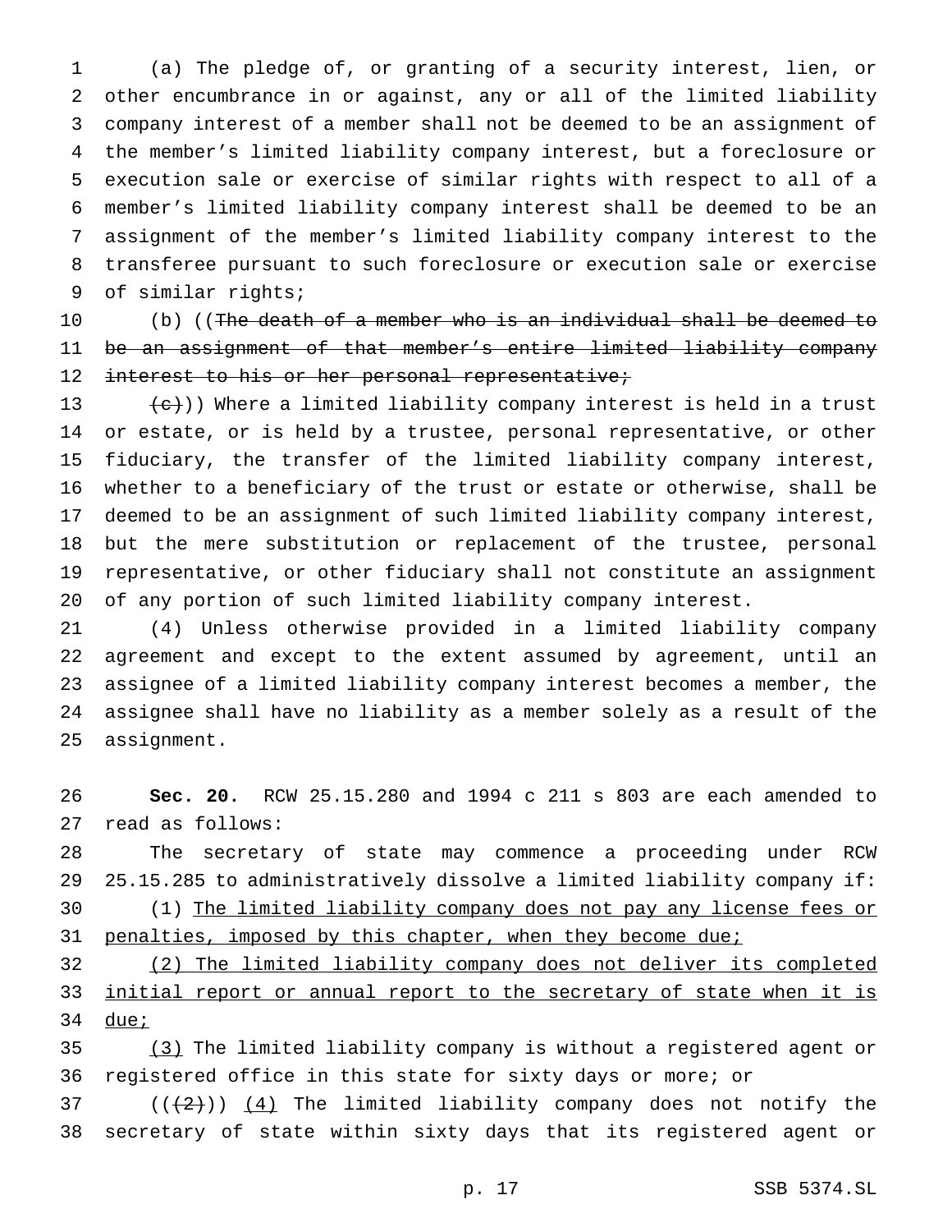(a) The pledge of, or granting of a security interest, lien, or other encumbrance in or against, any or all of the limited liability company interest of a member shall not be deemed to be an assignment of the member's limited liability company interest, but a foreclosure or execution sale or exercise of similar rights with respect to all of a member's limited liability company interest shall be deemed to be an assignment of the member's limited liability company interest to the transferee pursuant to such foreclosure or execution sale or exercise of similar rights;

(b) ((~~The death of a member who is an individual shall be deemed to be an assignment of that member's entire limited liability company interest to his or her personal representative;~~

~~(c)~~)) Where a limited liability company interest is held in a trust or estate, or is held by a trustee, personal representative, or other fiduciary, the transfer of the limited liability company interest, whether to a beneficiary of the trust or estate or otherwise, shall be deemed to be an assignment of such limited liability company interest, but the mere substitution or replacement of the trustee, personal representative, or other fiduciary shall not constitute an assignment of any portion of such limited liability company interest.

(4) Unless otherwise provided in a limited liability company agreement and except to the extent assumed by agreement, until an assignee of a limited liability company interest becomes a member, the assignee shall have no liability as a member solely as a result of the assignment.

**Sec. 20.** RCW 25.15.280 and 1994 c 211 s 803 are each amended to read as follows:

The secretary of state may commence a proceeding under RCW 25.15.285 to administratively dissolve a limited liability company if:

(1) <u>The limited liability company does not pay any license fees or penalties, imposed by this chapter, when they become due;</u>

<u>(2) The limited liability company does not deliver its completed initial report or annual report to the secretary of state when it is due;</u>

<u>(3)</u> The limited liability company is without a registered agent or registered office in this state for sixty days or more; or

((~~(2)~~)) <u>(4)</u> The limited liability company does not notify the secretary of state within sixty days that its registered agent or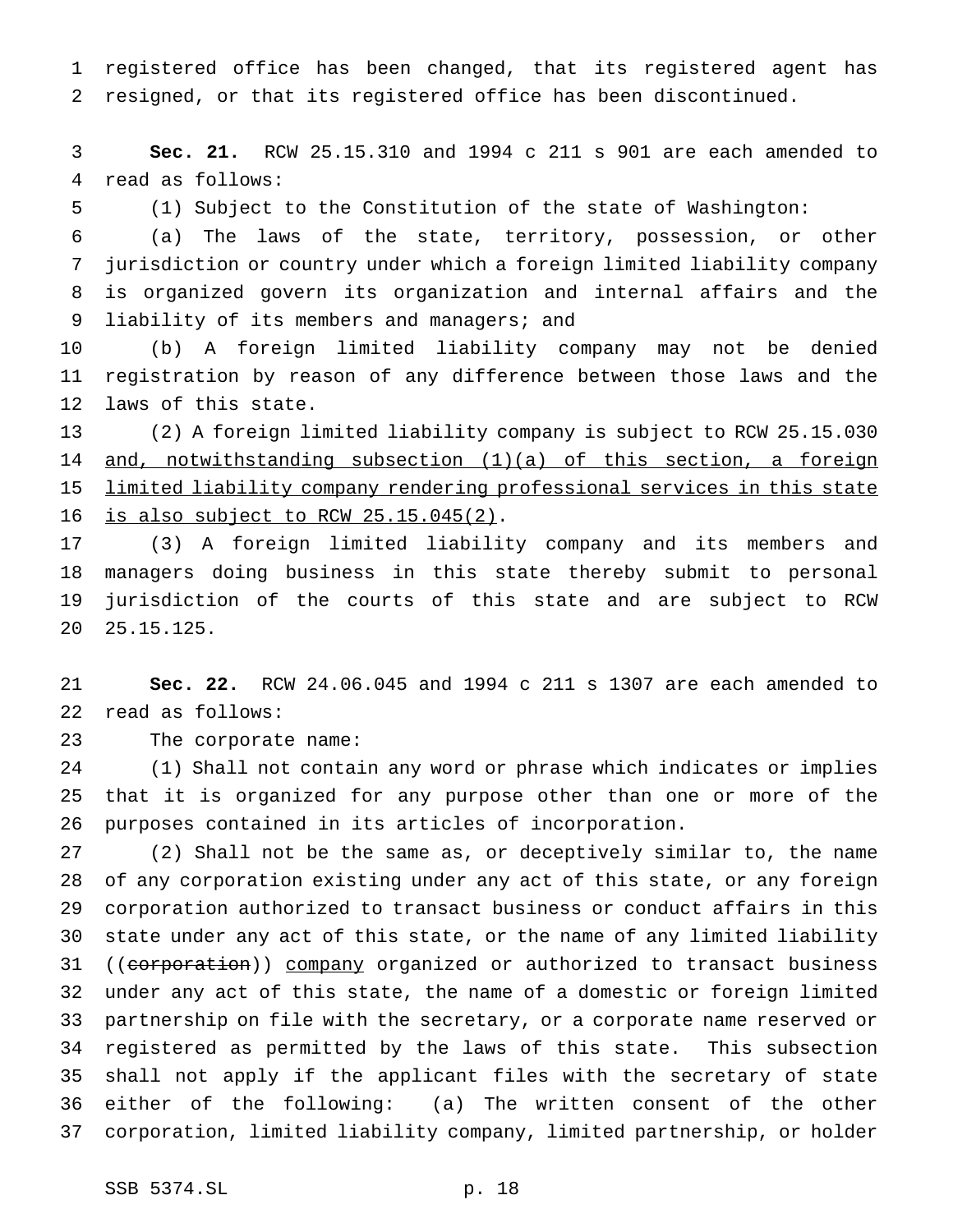registered office has been changed, that its registered agent has resigned, or that its registered office has been discontinued.

**Sec. 21.** RCW 25.15.310 and 1994 c 211 s 901 are each amended to read as follows:

(1) Subject to the Constitution of the state of Washington:

(a) The laws of the state, territory, possession, or other jurisdiction or country under which a foreign limited liability company is organized govern its organization and internal affairs and the liability of its members and managers; and

(b) A foreign limited liability company may not be denied registration by reason of any difference between those laws and the laws of this state.

(2) A foreign limited liability company is subject to RCW 25.15.030 <u>and, notwithstanding subsection (1)(a) of this section, a foreign limited liability company rendering professional services in this state is also subject to RCW 25.15.045(2)</u>.

(3) A foreign limited liability company and its members and managers doing business in this state thereby submit to personal jurisdiction of the courts of this state and are subject to RCW 25.15.125.

**Sec. 22.** RCW 24.06.045 and 1994 c 211 s 1307 are each amended to read as follows:

The corporate name:

(1) Shall not contain any word or phrase which indicates or implies that it is organized for any purpose other than one or more of the purposes contained in its articles of incorporation.

(2) Shall not be the same as, or deceptively similar to, the name of any corporation existing under any act of this state, or any foreign corporation authorized to transact business or conduct affairs in this state under any act of this state, or the name of any limited liability ((~~corporation~~)) <u>company</u> organized or authorized to transact business under any act of this state, the name of a domestic or foreign limited partnership on file with the secretary, or a corporate name reserved or registered as permitted by the laws of this state. This subsection shall not apply if the applicant files with the secretary of state either of the following: (a) The written consent of the other corporation, limited liability company, limited partnership, or holder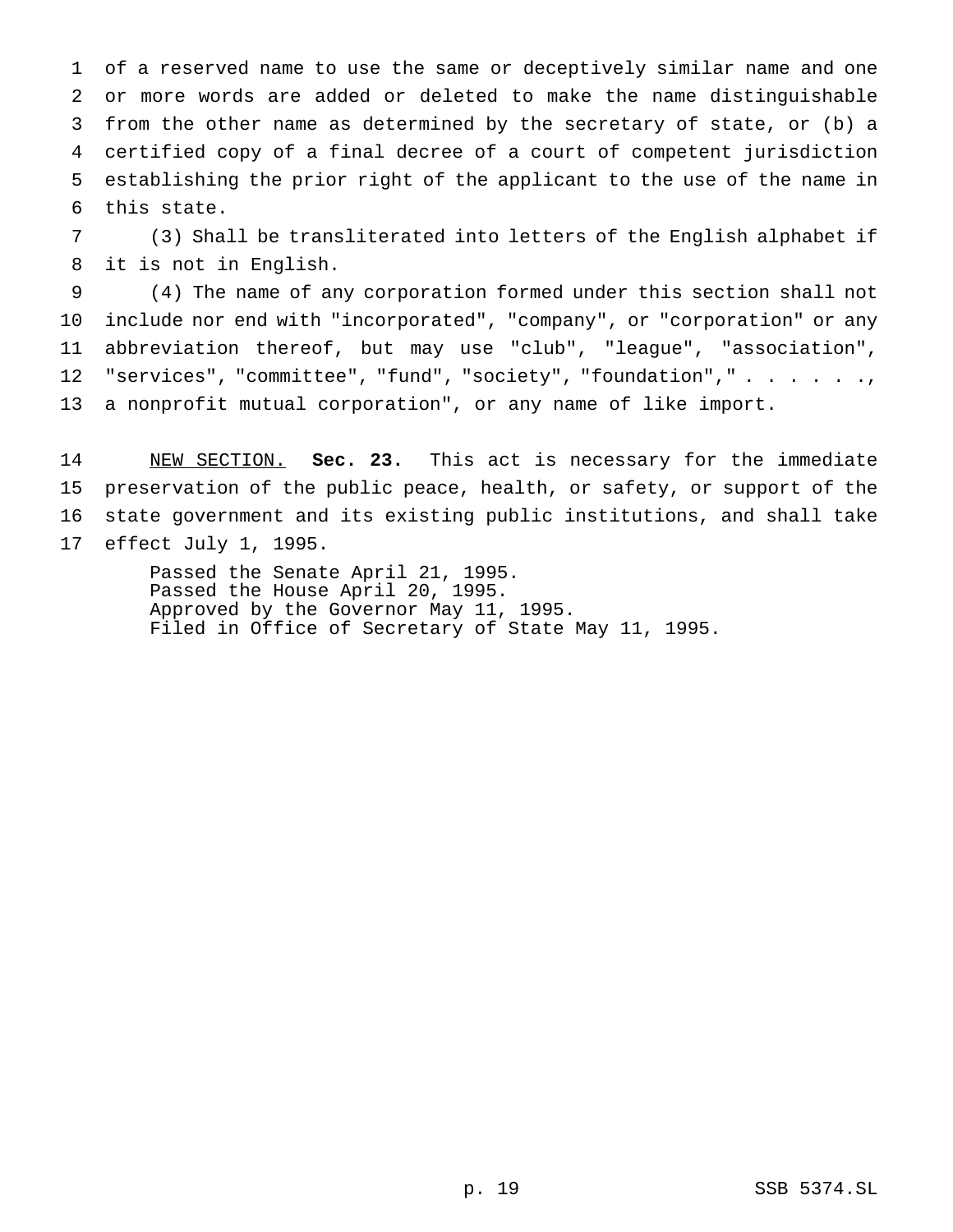of a reserved name to use the same or deceptively similar name and one or more words are added or deleted to make the name distinguishable from the other name as determined by the secretary of state, or (b) a certified copy of a final decree of a court of competent jurisdiction establishing the prior right of the applicant to the use of the name in this state.

(3) Shall be transliterated into letters of the English alphabet if it is not in English.

(4) The name of any corporation formed under this section shall not include nor end with "incorporated", "company", or "corporation" or any abbreviation thereof, but may use "club", "league", "association", "services", "committee", "fund", "society", "foundation"," . . . . . ., a nonprofit mutual corporation", or any name of like import.

NEW SECTION. **Sec. 23.** This act is necessary for the immediate preservation of the public peace, health, or safety, or support of the state government and its existing public institutions, and shall take effect July 1, 1995.

Passed the Senate April 21, 1995.
Passed the House April 20, 1995.
Approved by the Governor May 11, 1995.
Filed in Office of Secretary of State May 11, 1995.